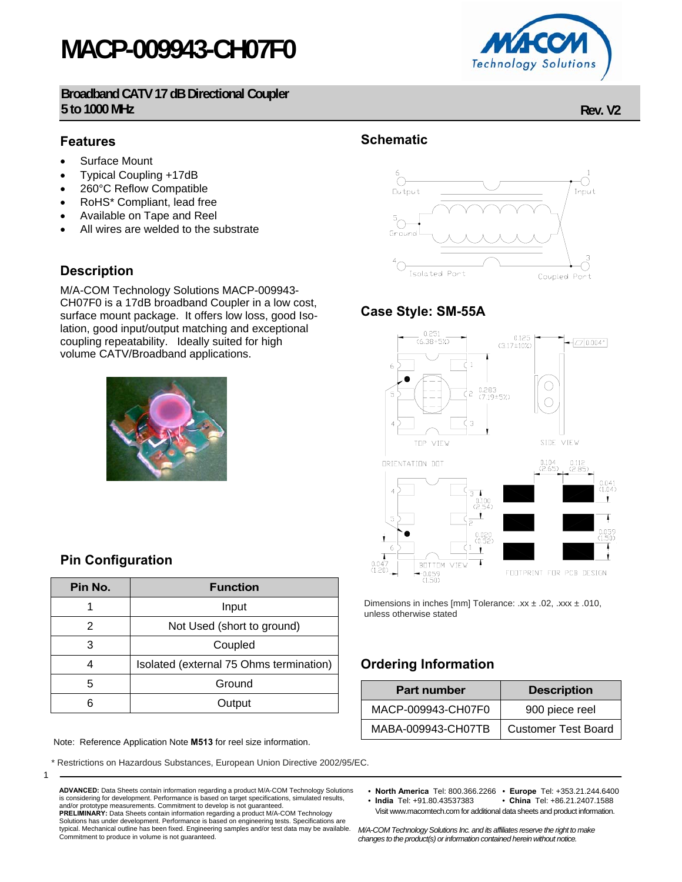# MACP-009943-CH07F0

**Broadband CATV 17 dB Directional Coupler**
**5 to 1000 MHz**

**Rev. V2**

## Features

- Surface Mount
- Typical Coupling +17dB
- 260°C Reflow Compatible
- RoHS* Compliant, lead free
- Available on Tape and Reel
- All wires are welded to the substrate

## Description

M/A-COM Technology Solutions MACP-009943-CH07F0 is a 17dB broadband Coupler in a low cost, surface mount package. It offers low loss, good Isolation, good input/output matching and exceptional coupling repeatability. Ideally suited for high volume CATV/Broadband applications.

## Pin Configuration

| Pin No. | Function |
|---|---|
| 1 | Input |
| 2 | Not Used (short to ground) |
| 3 | Coupled |
| 4 | Isolated (external 75 Ohms termination) |
| 5 | Ground |
| 6 | Output |

## Schematic

## Case Style: SM-55A

Dimensions in inches [mm] Tolerance: .xx ± .02, .xxx ± .010, unless otherwise stated

## Ordering Information

| Part number | Description |
|---|---|
| MACP-009943-CH07F0 | 900 piece reel |
| MABA-009943-CH07TB | Customer Test Board |

Note: Reference Application Note **M513** for reel size information.

* Restrictions on Hazardous Substances, European Union Directive 2002/95/EC.

**ADVANCED:** Data Sheets contain information regarding a product M/A-COM Technology Solutions is considering for development. Performance is based on target specifications, simulated results, and/or prototype measurements. Commitment to develop is not guaranteed.
**PRELIMINARY:** Data Sheets contain information regarding a product M/A-COM Technology Solutions has under development. Performance is based on engineering tests. Specifications are typical. Mechanical outline has been fixed. Engineering samples and/or test data may be available. Commitment to produce in volume is not guaranteed.

- **North America** Tel: 800.366.2266 • **Europe** Tel: +353.21.244.6400
- **India** Tel: +91.80.43537383 • **China** Tel: +86.21.2407.1588

Visit www.macomtech.com for additional data sheets and product information.

*M/A-COM Technology Solutions Inc. and its affiliates reserve the right to make changes to the product(s) or information contained herein without notice.*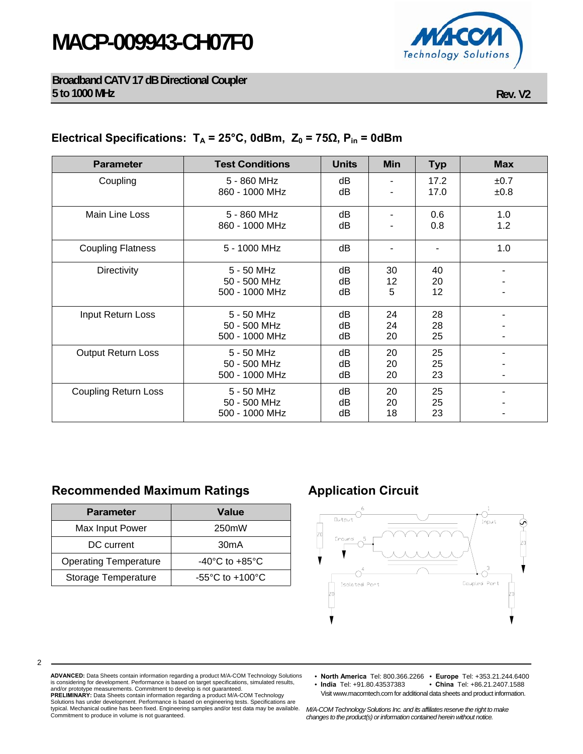# MACP-009943-CH07F0

**Broadband CATV 17 dB Directional Coupler**
**5 to 1000 MHz**

**Rev. V2**

## Electrical Specifications: $T_A$ = 25°C, 0dBm, $Z_0$ = 75Ω, $P_{in}$ = 0dBm

| Parameter | Test Conditions | Units | Min | Typ | Max |
|---|---|---|---|---|---|
| Coupling | 5 - 860 MHz<br>860 - 1000 MHz | dB<br>dB | -<br>- | 17.2<br>17.0 | ±0.7<br>±0.8 |
| Main Line Loss | 5 - 860 MHz<br>860 - 1000 MHz | dB<br>dB | -<br>- | 0.6<br>0.8 | 1.0<br>1.2 |
| Coupling Flatness | 5 - 1000 MHz | dB | - | - | 1.0 |
| Directivity | 5 - 50 MHz<br>50 - 500 MHz<br>500 - 1000 MHz | dB<br>dB<br>dB | 30<br>12<br>5 | 40<br>20<br>12 | -<br>-<br>- |
| Input Return Loss | 5 - 50 MHz<br>50 - 500 MHz<br>500 - 1000 MHz | dB<br>dB<br>dB | 24<br>24<br>20 | 28<br>28<br>25 | -<br>-<br>- |
| Output Return Loss | 5 - 50 MHz<br>50 - 500 MHz<br>500 - 1000 MHz | dB<br>dB<br>dB | 20<br>20<br>20 | 25<br>25<br>23 | -<br>-<br>- |
| Coupling Return Loss | 5 - 50 MHz<br>50 - 500 MHz<br>500 - 1000 MHz | dB<br>dB<br>dB | 20<br>20<br>18 | 25<br>25<br>23 | -<br>-<br>- |

## Recommended Maximum Ratings

| Parameter | Value |
|---|---|
| Max Input Power | 250mW |
| DC current | 30mA |
| Operating Temperature | -40°C to +85°C |
| Storage Temperature | -55°C to +100°C |

## Application Circuit

Output 6, Input 1, Ground 5, Isolated Port 4, Coupled Port 3, Z0

**ADVANCED:** Data Sheets contain information regarding a product M/A-COM Technology Solutions is considering for development. Performance is based on target specifications, simulated results, and/or prototype measurements. Commitment to develop is not guaranteed.
**PRELIMINARY:** Data Sheets contain information regarding a product M/A-COM Technology Solutions has under development. Performance is based on engineering tests. Specifications are typical. Mechanical outline has been fixed. Engineering samples and/or test data may be available. Commitment to produce in volume is not guaranteed.

- **North America** Tel: 800.366.2266 • **Europe** Tel: +353.21.244.6400
- **India** Tel: +91.80.43537383 • **China** Tel: +86.21.2407.1588

Visit www.macomtech.com for additional data sheets and product information.

*M/A-COM Technology Solutions Inc. and its affiliates reserve the right to make changes to the product(s) or information contained herein without notice.*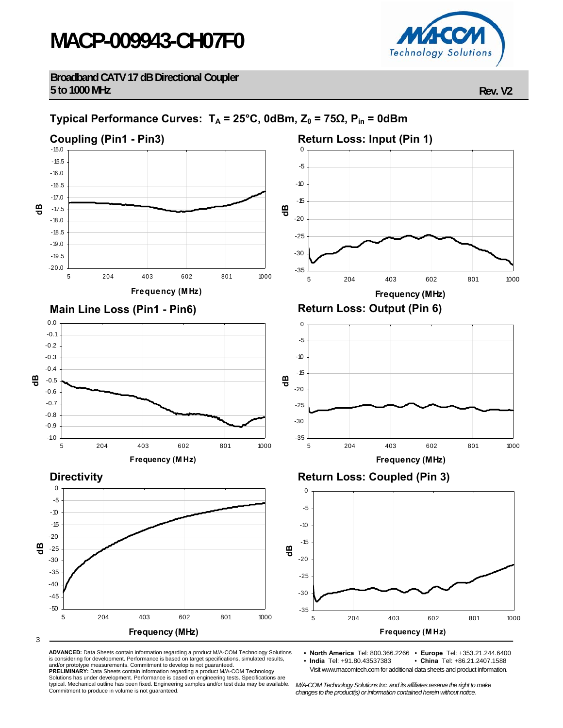# MACP-009943-CH07F0

**Broadband CATV 17 dB Directional Coupler**
**5 to 1000 MHz**

**Rev. V2**

## Typical Performance Curves: $T_A$ = 25°C, 0dBm, $Z_0$ = 75Ω, $P_{in}$ = 0dBm

### Coupling (Pin1 - Pin3)

dB
-15.0
-15.5
-16.0
-16.5
-17.0
-17.5
-18.0
-18.5
-19.0
-19.5
-20.0
5 204 403 602 801 1000
Frequency (MHz)

### Return Loss: Input (Pin 1)

dB
0
-5
-10
-15
-20
-25
-30
-35
5 204 403 602 801 1000
Frequency (MHz)

### Main Line Loss (Pin1 - Pin6)

dB
0.0
-0.1
-0.2
-0.3
-0.4
-0.5
-0.6
-0.7
-0.8
-0.9
-1.0
5 204 403 602 801 1000
Frequency (MHz)

### Return Loss: Output (Pin 6)

dB
0
-5
-10
-15
-20
-25
-30
-35
5 204 403 602 801 1000
Frequency (MHz)

### Directivity

dB
0
-5
-10
-15
-20
-25
-30
-35
-40
-45
-50
5 204 403 602 801 1000
Frequency (MHz)

### Return Loss: Coupled (Pin 3)

dB
0
-5
-10
-15
-20
-25
-30
-35
5 204 403 602 801 1000
Frequency (MHz)

**ADVANCED:** Data Sheets contain information regarding a product M/A-COM Technology Solutions is considering for development. Performance is based on target specifications, simulated results, and/or prototype measurements. Commitment to develop is not guaranteed.
**PRELIMINARY:** Data Sheets contain information regarding a product M/A-COM Technology Solutions has under development. Performance is based on engineering tests. Specifications are typical. Mechanical outline has been fixed. Engineering samples and/or test data may be available. Commitment to produce in volume is not guaranteed.

- **North America** Tel: 800.366.2266 • **Europe** Tel: +353.21.244.6400
- **India** Tel: +91.80.43537383 • **China** Tel: +86.21.2407.1588

Visit www.macomtech.com for additional data sheets and product information.

*M/A-COM Technology Solutions Inc. and its affiliates reserve the right to make changes to the product(s) or information contained herein without notice.*